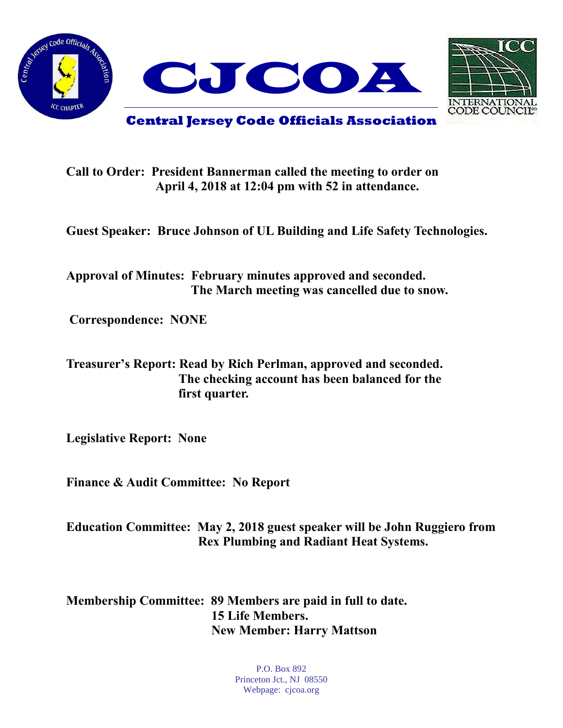# CJCOA

## Central Jersey Code Officials Association

**Call to Order:** President Bannerman called the meeting to order on April 4, 2018 at 12:04 pm with 52 in attendance.

**Guest Speaker:** Bruce Johnson of UL Building and Life Safety Technologies.

**Approval of Minutes:** February minutes approved and seconded. The March meeting was cancelled due to snow.

**Correspondence:** NONE

**Treasurer's Report:** Read by Rich Perlman, approved and seconded. The checking account has been balanced for the first quarter.

**Legislative Report:** None

**Finance & Audit Committee:** No Report

**Education Committee:** May 2, 2018 guest speaker will be John Ruggiero from Rex Plumbing and Radiant Heat Systems.

**Membership Committee:** 89 Members are paid in full to date.
15 Life Members.
New Member: Harry Mattson

P.O. Box 892
Princeton Jct., NJ 08550
Webpage: cjcoa.org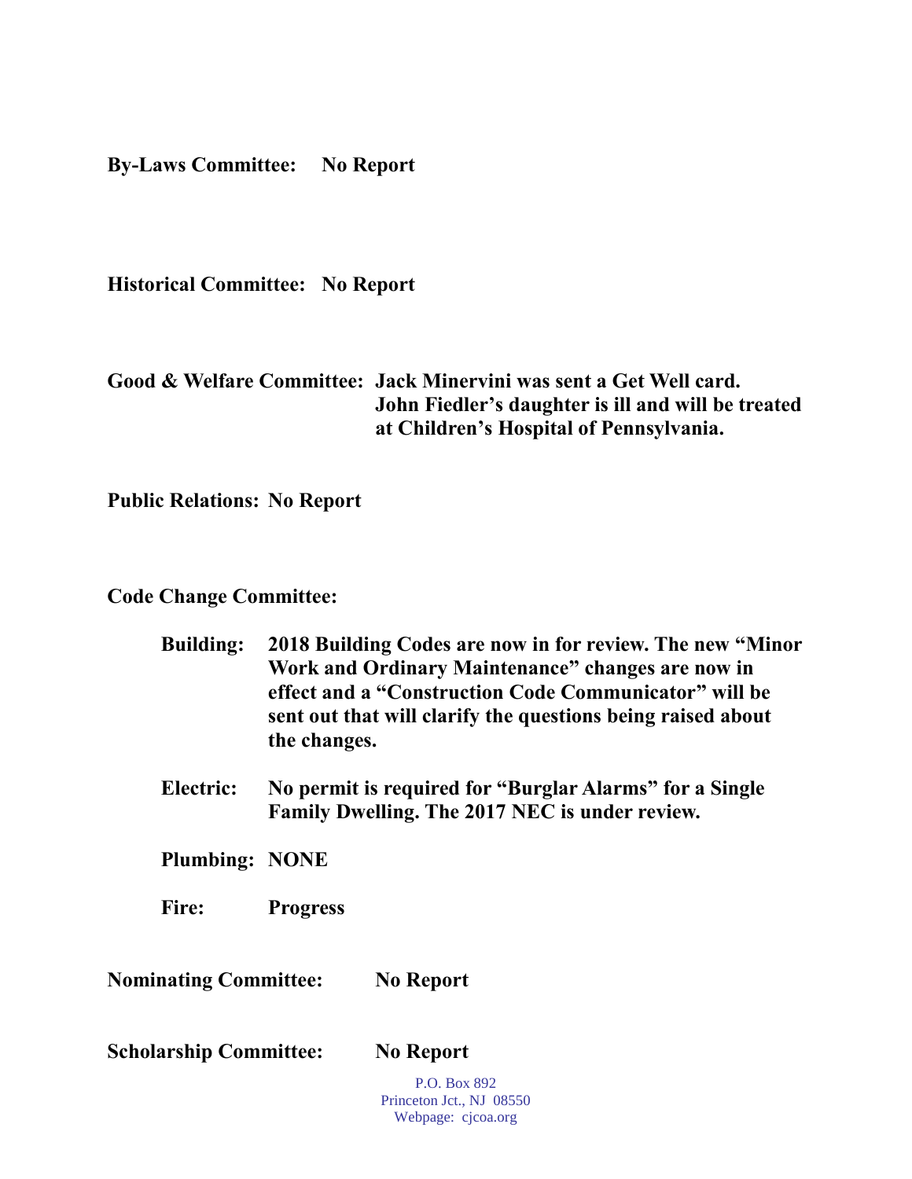**By-Laws Committee:** **No Report**

**Historical Committee:** **No Report**

**Good & Welfare Committee:** **Jack Minervini was sent a Get Well card. John Fiedler's daughter is ill and will be treated at Children's Hospital of Pennsylvania.**

**Public Relations:** **No Report**

**Code Change Committee:**

**Building:** **2018 Building Codes are now in for review. The new "Minor Work and Ordinary Maintenance" changes are now in effect and a "Construction Code Communicator" will be sent out that will clarify the questions being raised about the changes.**

**Electric:** **No permit is required for "Burglar Alarms" for a Single Family Dwelling. The 2017 NEC is under review.**

**Plumbing:** **NONE**

**Fire:** **Progress**

**Nominating Committee:** **No Report**

**Scholarship Committee:** **No Report**

P.O. Box 892
Princeton Jct., NJ 08550
Webpage: cjcoa.org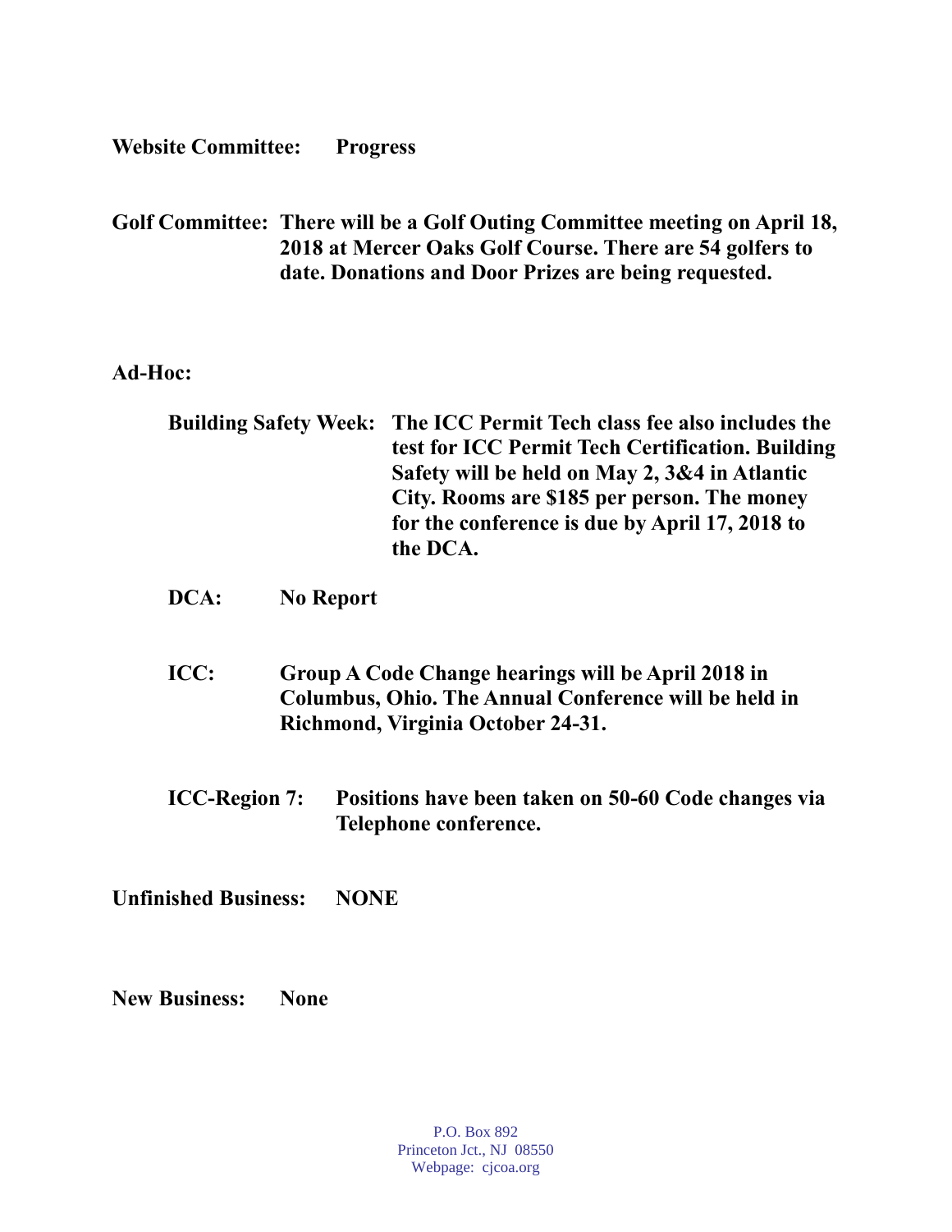**Website Committee:** **Progress**

**Golf Committee:** **There will be a Golf Outing Committee meeting on April 18, 2018 at Mercer Oaks Golf Course. There are 54 golfers to date. Donations and Door Prizes are being requested.**

**Ad-Hoc:**

**Building Safety Week:** **The ICC Permit Tech class fee also includes the test for ICC Permit Tech Certification. Building Safety will be held on May 2, 3&4 in Atlantic City. Rooms are $185 per person. The money for the conference is due by April 17, 2018 to the DCA.**

**DCA:** **No Report**

**ICC:** **Group A Code Change hearings will be April 2018 in Columbus, Ohio. The Annual Conference will be held in Richmond, Virginia October 24-31.**

**ICC-Region 7:** **Positions have been taken on 50-60 Code changes via Telephone conference.**

**Unfinished Business:** **NONE**

**New Business:** **None**

P.O. Box 892
Princeton Jct., NJ 08550
Webpage: cjcoa.org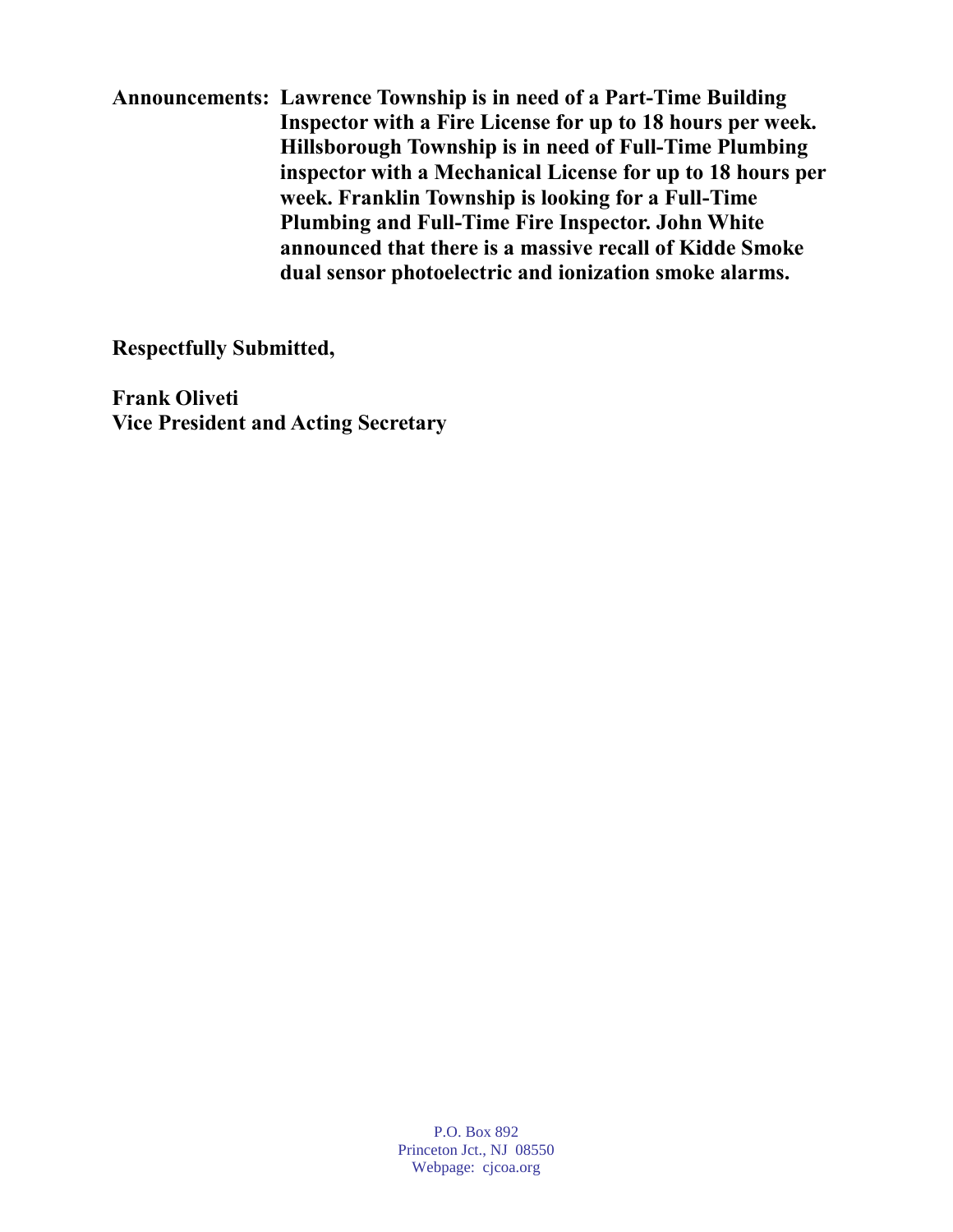**Announcements: Lawrence Township is in need of a Part-Time Building Inspector with a Fire License for up to 18 hours per week. Hillsborough Township is in need of Full-Time Plumbing inspector with a Mechanical License for up to 18 hours per week. Franklin Township is looking for a Full-Time Plumbing and Full-Time Fire Inspector. John White announced that there is a massive recall of Kidde Smoke dual sensor photoelectric and ionization smoke alarms.**

**Respectfully Submitted,**

**Frank Oliveti**
**Vice President and Acting Secretary**

P.O. Box 892
Princeton Jct., NJ 08550
Webpage: cjcoa.org